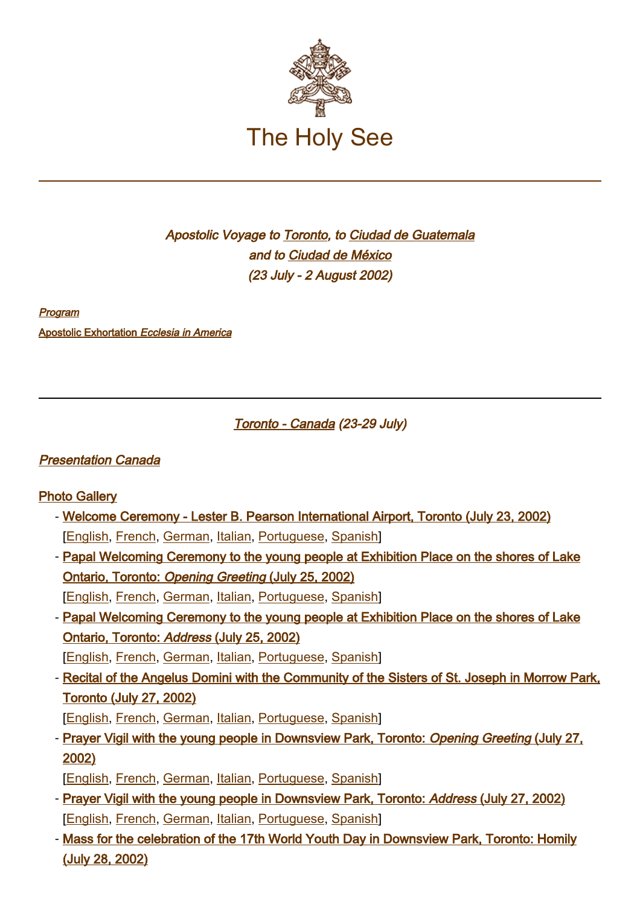# The Holy See

*Apostolic Voyage to Toronto, to Ciudad de Guatemala*
*and to Ciudad de México*
*(23 July - 2 August 2002)*

*Program*

Apostolic Exhortation *Ecclesia in America*

---

*Toronto - Canada (23-29 July)*

## *Presentation Canada*

### Photo Gallery

- Welcome Ceremony - Lester B. Pearson International Airport, Toronto (July 23, 2002)
  [English, French, German, Italian, Portuguese, Spanish]
- Papal Welcoming Ceremony to the young people at Exhibition Place on the shores of Lake Ontario, Toronto: *Opening Greeting* (July 25, 2002)
  [English, French, German, Italian, Portuguese, Spanish]
- Papal Welcoming Ceremony to the young people at Exhibition Place on the shores of Lake Ontario, Toronto: *Address* (July 25, 2002)
  [English, French, German, Italian, Portuguese, Spanish]
- Recital of the Angelus Domini with the Community of the Sisters of St. Joseph in Morrow Park, Toronto (July 27, 2002)
  [English, French, German, Italian, Portuguese, Spanish]
- Prayer Vigil with the young people in Downsview Park, Toronto: *Opening Greeting* (July 27, 2002)
  [English, French, German, Italian, Portuguese, Spanish]
- Prayer Vigil with the young people in Downsview Park, Toronto: *Address* (July 27, 2002)
  [English, French, German, Italian, Portuguese, Spanish]
- Mass for the celebration of the 17th World Youth Day in Downsview Park, Toronto: Homily (July 28, 2002)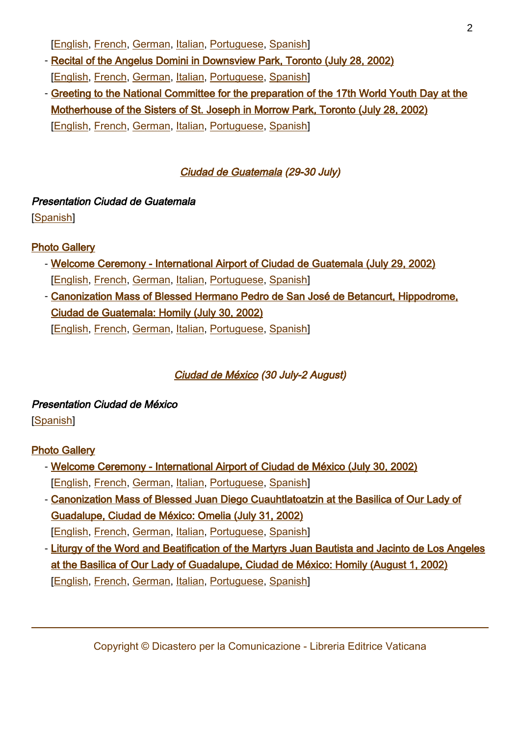[English, French, German, Italian, Portuguese, Spanish]

- **Recital of the Angelus Domini in Downsview Park, Toronto (July 28, 2002)**
  [English, French, German, Italian, Portuguese, Spanish]
- **Greeting to the National Committee for the preparation of the 17th World Youth Day at the Motherhouse of the Sisters of St. Joseph in Morrow Park, Toronto (July 28, 2002)**
  [English, French, German, Italian, Portuguese, Spanish]

### *Ciudad de Guatemala (29-30 July)*

*Presentation Ciudad de Guatemala*
[Spanish]

Photo Gallery

- **Welcome Ceremony - International Airport of Ciudad de Guatemala (July 29, 2002)**
  [English, French, German, Italian, Portuguese, Spanish]
- **Canonization Mass of Blessed Hermano Pedro de San José de Betancurt, Hippodrome, Ciudad de Guatemala: Homily (July 30, 2002)**
  [English, French, German, Italian, Portuguese, Spanish]

### *Ciudad de México (30 July-2 August)*

*Presentation Ciudad de México*
[Spanish]

Photo Gallery

- **Welcome Ceremony - International Airport of Ciudad de México (July 30, 2002)**
  [English, French, German, Italian, Portuguese, Spanish]
- **Canonization Mass of Blessed Juan Diego Cuauhtlatoatzin at the Basilica of Our Lady of Guadalupe, Ciudad de México: Omelia (July 31, 2002)**
  [English, French, German, Italian, Portuguese, Spanish]
- **Liturgy of the Word and Beatification of the Martyrs Juan Bautista and Jacinto de Los Angeles at the Basilica of Our Lady of Guadalupe, Ciudad de México: Homily (August 1, 2002)**
  [English, French, German, Italian, Portuguese, Spanish]

---

Copyright © Dicastero per la Comunicazione - Libreria Editrice Vaticana